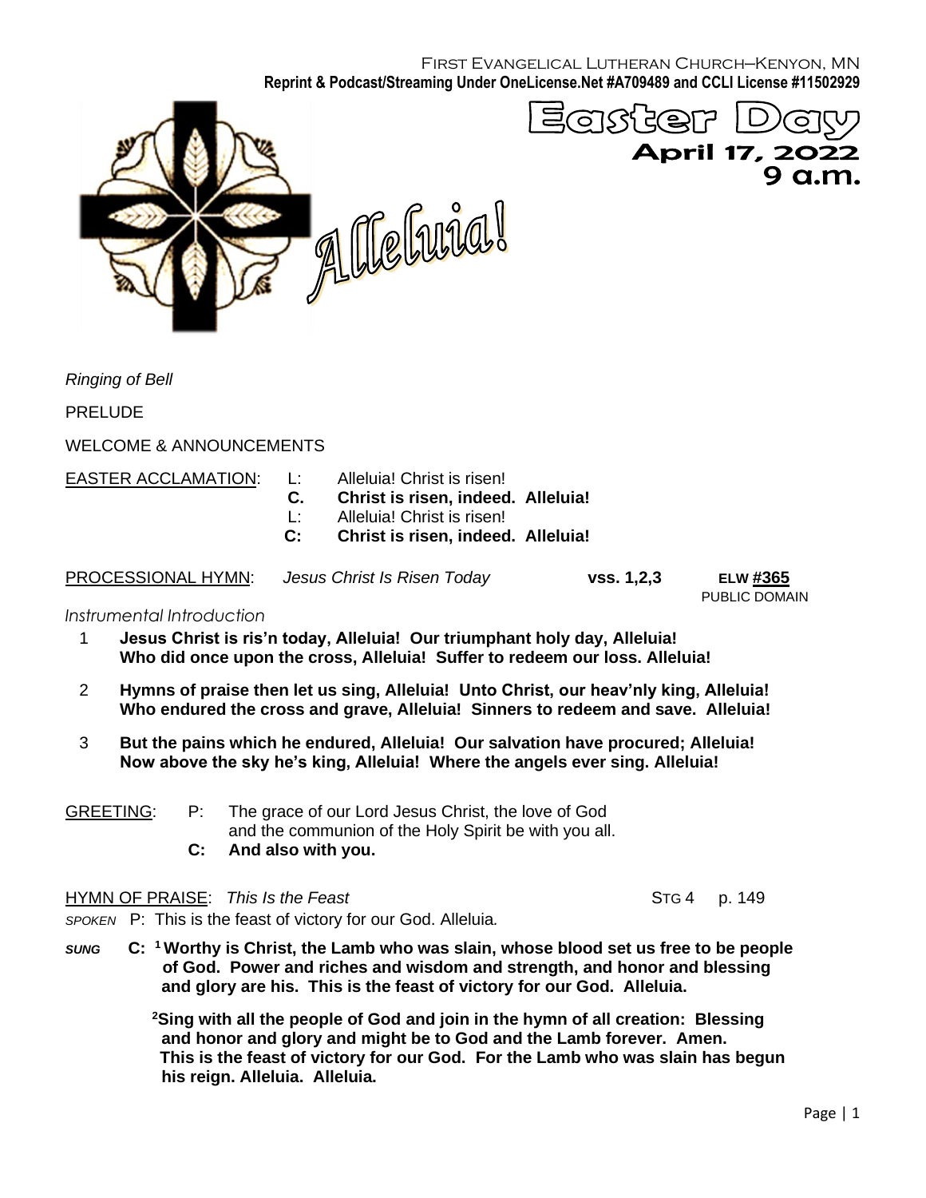First Evangelical Lutheran Church–Kenyon, MN
**Reprint & Podcast/Streaming Under OneLicense.Net #A709489 and CCLI License #11502929**

# Easter Day

**April 17, 2022**
**9 a.m.**

Alleluia!

*Ringing of Bell*

PRELUDE

WELCOME & ANNOUNCEMENTS

EASTER ACCLAMATION:
L: Alleluia! Christ is risen!
**C. Christ is risen, indeed. Alleluia!**
L: Alleluia! Christ is risen!
**C: Christ is risen, indeed. Alleluia!**

PROCESSIONAL HYMN: *Jesus Christ Is Risen Today* **vss. 1,2,3** **ELW #365**
PUBLIC DOMAIN

*Instrumental Introduction*

1 **Jesus Christ is ris'n today, Alleluia! Our triumphant holy day, Alleluia! Who did once upon the cross, Alleluia! Suffer to redeem our loss. Alleluia!**

2 **Hymns of praise then let us sing, Alleluia! Unto Christ, our heav'nly king, Alleluia! Who endured the cross and grave, Alleluia! Sinners to redeem and save. Alleluia!**

3 **But the pains which he endured, Alleluia! Our salvation have procured; Alleluia! Now above the sky he's king, Alleluia! Where the angels ever sing. Alleluia!**

GREETING:
P: The grace of our Lord Jesus Christ, the love of God and the communion of the Holy Spirit be with you all.
**C: And also with you.**

HYMN OF PRAISE: *This Is the Feast* STG 4 p. 149

*SPOKEN* P: This is the feast of victory for our God. Alleluia*.*

***SUNG*** **C: [1] Worthy is Christ, the Lamb who was slain, whose blood set us free to be people of God. Power and riches and wisdom and strength, and honor and blessing and glory are his. This is the feast of victory for our God. Alleluia.**

**[2] Sing with all the people of God and join in the hymn of all creation: Blessing and honor and glory and might be to God and the Lamb forever. Amen. This is the feast of victory for our God. For the Lamb who was slain has begun his reign. Alleluia. Alleluia.**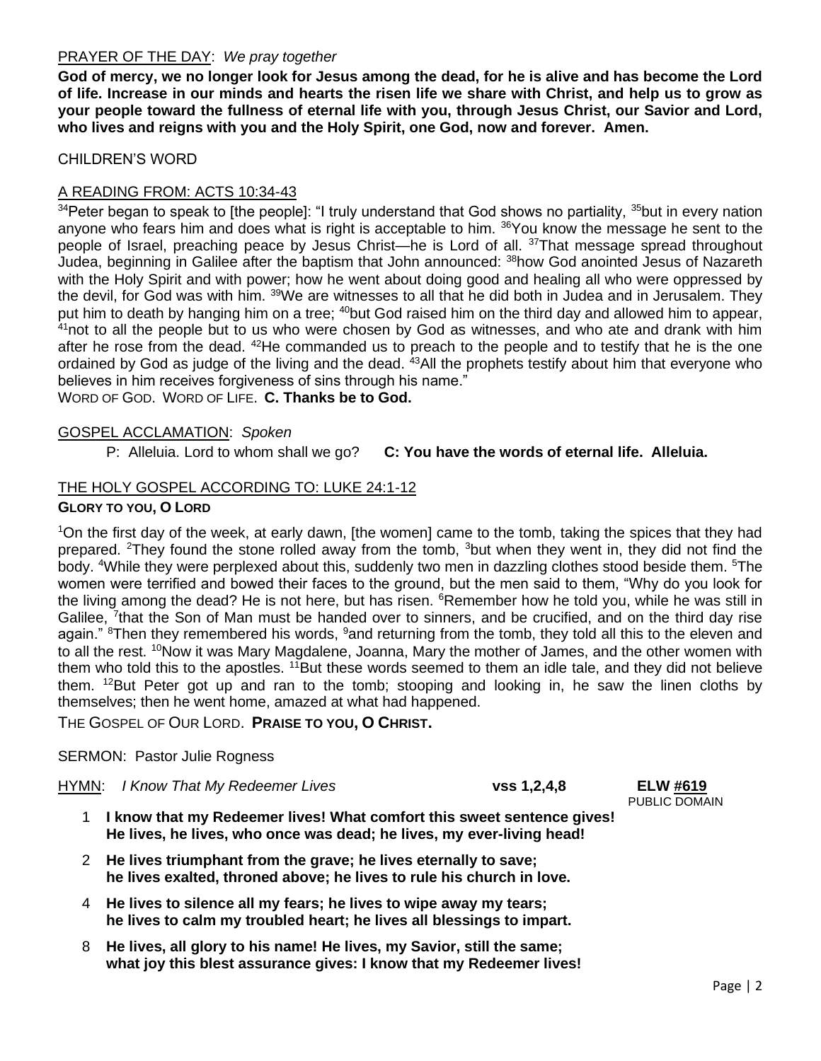PRAYER OF THE DAY: *We pray together*

**God of mercy, we no longer look for Jesus among the dead, for he is alive and has become the Lord of life. Increase in our minds and hearts the risen life we share with Christ, and help us to grow as your people toward the fullness of eternal life with you, through Jesus Christ, our Savior and Lord, who lives and reigns with you and the Holy Spirit, one God, now and forever. Amen.**

CHILDREN'S WORD

A READING FROM: ACTS 10:34-43

[34]Peter began to speak to [the people]: "I truly understand that God shows no partiality, [35]but in every nation anyone who fears him and does what is right is acceptable to him. [36]You know the message he sent to the people of Israel, preaching peace by Jesus Christ—he is Lord of all. [37]That message spread throughout Judea, beginning in Galilee after the baptism that John announced: [38]how God anointed Jesus of Nazareth with the Holy Spirit and with power; how he went about doing good and healing all who were oppressed by the devil, for God was with him. [39]We are witnesses to all that he did both in Judea and in Jerusalem. They put him to death by hanging him on a tree; [40]but God raised him on the third day and allowed him to appear, [41]not to all the people but to us who were chosen by God as witnesses, and who ate and drank with him after he rose from the dead. [42]He commanded us to preach to the people and to testify that he is the one ordained by God as judge of the living and the dead. [43]All the prophets testify about him that everyone who believes in him receives forgiveness of sins through his name."

WORD OF GOD. WORD OF LIFE. **C. Thanks be to God.**

GOSPEL ACCLAMATION: *Spoken*

P: Alleluia. Lord to whom shall we go? **C: You have the words of eternal life. Alleluia.**

THE HOLY GOSPEL ACCORDING TO: LUKE 24:1-12

**GLORY TO YOU, O LORD**

[1]On the first day of the week, at early dawn, [the women] came to the tomb, taking the spices that they had prepared. [2]They found the stone rolled away from the tomb, [3]but when they went in, they did not find the body. [4]While they were perplexed about this, suddenly two men in dazzling clothes stood beside them. [5]The women were terrified and bowed their faces to the ground, but the men said to them, "Why do you look for the living among the dead? He is not here, but has risen. [6]Remember how he told you, while he was still in Galilee, [7]that the Son of Man must be handed over to sinners, and be crucified, and on the third day rise again." [8]Then they remembered his words, [9]and returning from the tomb, they told all this to the eleven and to all the rest. [10]Now it was Mary Magdalene, Joanna, Mary the mother of James, and the other women with them who told this to the apostles. [11]But these words seemed to them an idle tale, and they did not believe them. [12]But Peter got up and ran to the tomb; stooping and looking in, he saw the linen cloths by themselves; then he went home, amazed at what had happened.

THE GOSPEL OF OUR LORD. **PRAISE TO YOU, O CHRIST.**

SERMON: Pastor Julie Rogness

HYMN: *I Know That My Redeemer Lives* **vss 1,2,4,8** **ELW #619**

PUBLIC DOMAIN

1 **I know that my Redeemer lives! What comfort this sweet sentence gives!**
**He lives, he lives, who once was dead; he lives, my ever-living head!**

2 **He lives triumphant from the grave; he lives eternally to save;**
**he lives exalted, throned above; he lives to rule his church in love.**

4 **He lives to silence all my fears; he lives to wipe away my tears;**
**he lives to calm my troubled heart; he lives all blessings to impart.**

8 **He lives, all glory to his name! He lives, my Savior, still the same;**
**what joy this blest assurance gives: I know that my Redeemer lives!**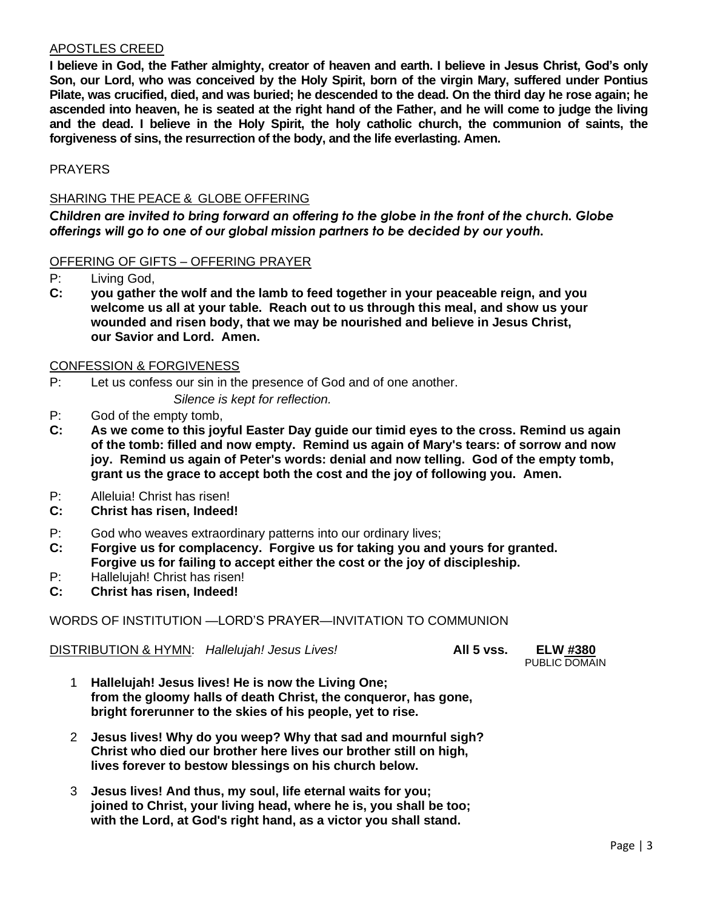APOSTLES CREED

**I believe in God, the Father almighty, creator of heaven and earth. I believe in Jesus Christ, God's only Son, our Lord, who was conceived by the Holy Spirit, born of the virgin Mary, suffered under Pontius Pilate, was crucified, died, and was buried; he descended to the dead. On the third day he rose again; he ascended into heaven, he is seated at the right hand of the Father, and he will come to judge the living and the dead. I believe in the Holy Spirit, the holy catholic church, the communion of saints, the forgiveness of sins, the resurrection of the body, and the life everlasting. Amen.**

PRAYERS

SHARING THE PEACE & GLOBE OFFERING

***Children are invited to bring forward an offering to the globe in the front of the church. Globe offerings will go to one of our global mission partners to be decided by our youth.***

OFFERING OF GIFTS – OFFERING PRAYER

P: Living God,
**C: you gather the wolf and the lamb to feed together in your peaceable reign, and you welcome us all at your table. Reach out to us through this meal, and show us your wounded and risen body, that we may be nourished and believe in Jesus Christ, our Savior and Lord. Amen.**

CONFESSION & FORGIVENESS

P: Let us confess our sin in the presence of God and of one another.

*Silence is kept for reflection.*

P: God of the empty tomb,
**C: As we come to this joyful Easter Day guide our timid eyes to the cross. Remind us again of the tomb: filled and now empty. Remind us again of Mary's tears: of sorrow and now joy. Remind us again of Peter's words: denial and now telling. God of the empty tomb, grant us the grace to accept both the cost and the joy of following you. Amen.**

P: Alleluia! Christ has risen!
**C: Christ has risen, Indeed!**

P: God who weaves extraordinary patterns into our ordinary lives;
**C: Forgive us for complacency. Forgive us for taking you and yours for granted. Forgive us for failing to accept either the cost or the joy of discipleship.**
P: Hallelujah! Christ has risen!
**C: Christ has risen, Indeed!**

WORDS OF INSTITUTION —LORD'S PRAYER—INVITATION TO COMMUNION

DISTRIBUTION & HYMN: *Hallelujah! Jesus Lives!* **All 5 vss.** **ELW #380**
PUBLIC DOMAIN

1 **Hallelujah! Jesus lives! He is now the Living One; from the gloomy halls of death Christ, the conqueror, has gone, bright forerunner to the skies of his people, yet to rise.**

2 **Jesus lives! Why do you weep? Why that sad and mournful sigh? Christ who died our brother here lives our brother still on high, lives forever to bestow blessings on his church below.**

3 **Jesus lives! And thus, my soul, life eternal waits for you; joined to Christ, your living head, where he is, you shall be too; with the Lord, at God's right hand, as a victor you shall stand.**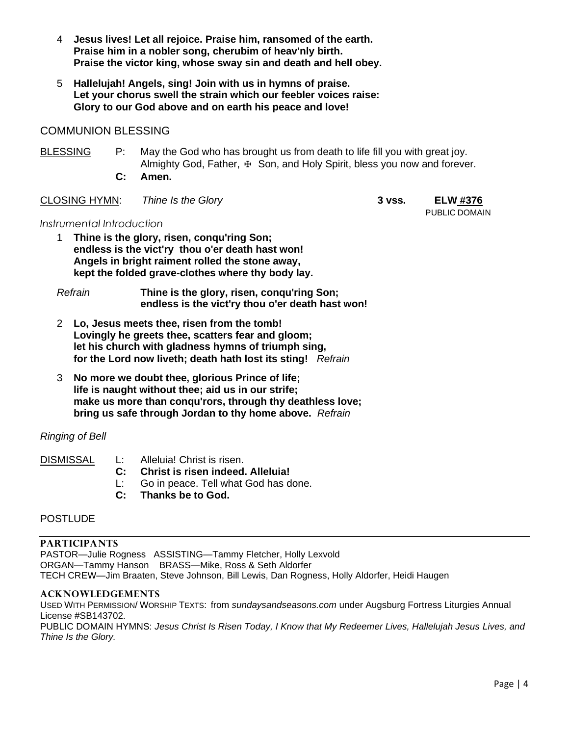4 **Jesus lives! Let all rejoice. Praise him, ransomed of the earth.**
**Praise him in a nobler song, cherubim of heav'nly birth.**
**Praise the victor king, whose sway sin and death and hell obey.**

5 **Hallelujah! Angels, sing! Join with us in hymns of praise.**
**Let your chorus swell the strain which our feebler voices raise:**
**Glory to our God above and on earth his peace and love!**

## COMMUNION BLESSING

BLESSING P: May the God who has brought us from death to life fill you with great joy. Almighty God, Father, ☩ Son, and Holy Spirit, bless you now and forever.
**C: Amen.**

CLOSING HYMN: *Thine Is the Glory* **3 vss.** **ELW #376**
PUBLIC DOMAIN

*Instrumental Introduction*

1 **Thine is the glory, risen, conqu'ring Son;**
**endless is the vict'ry thou o'er death hast won!**
**Angels in bright raiment rolled the stone away,**
**kept the folded grave-clothes where thy body lay.**

*Refrain* **Thine is the glory, risen, conqu'ring Son;**
**endless is the vict'ry thou o'er death hast won!**

2 **Lo, Jesus meets thee, risen from the tomb!**
**Lovingly he greets thee, scatters fear and gloom;**
**let his church with gladness hymns of triumph sing,**
**for the Lord now liveth; death hath lost its sting!** *Refrain*

3 **No more we doubt thee, glorious Prince of life;**
**life is naught without thee; aid us in our strife;**
**make us more than conqu'rors, through thy deathless love;**
**bring us safe through Jordan to thy home above.** *Refrain*

*Ringing of Bell*

DISMISSAL L: Alleluia! Christ is risen.
**C: Christ is risen indeed. Alleluia!**
L: Go in peace. Tell what God has done.
**C: Thanks be to God.**

## POSTLUDE

---

### PARTICIPANTS

PASTOR—Julie Rogness ASSISTING—Tammy Fletcher, Holly Lexvold
ORGAN—Tammy Hanson BRASS—Mike, Ross & Seth Aldorfer
TECH CREW—Jim Braaten, Steve Johnson, Bill Lewis, Dan Rogness, Holly Aldorfer, Heidi Haugen

### ACKNOWLEDGEMENTS

USED WITH PERMISSION/ WORSHIP TEXTS: from *sundaysandseasons.com* under Augsburg Fortress Liturgies Annual License #SB143702.
PUBLIC DOMAIN HYMNS: *Jesus Christ Is Risen Today, I Know that My Redeemer Lives, Hallelujah Jesus Lives, and Thine Is the Glory.*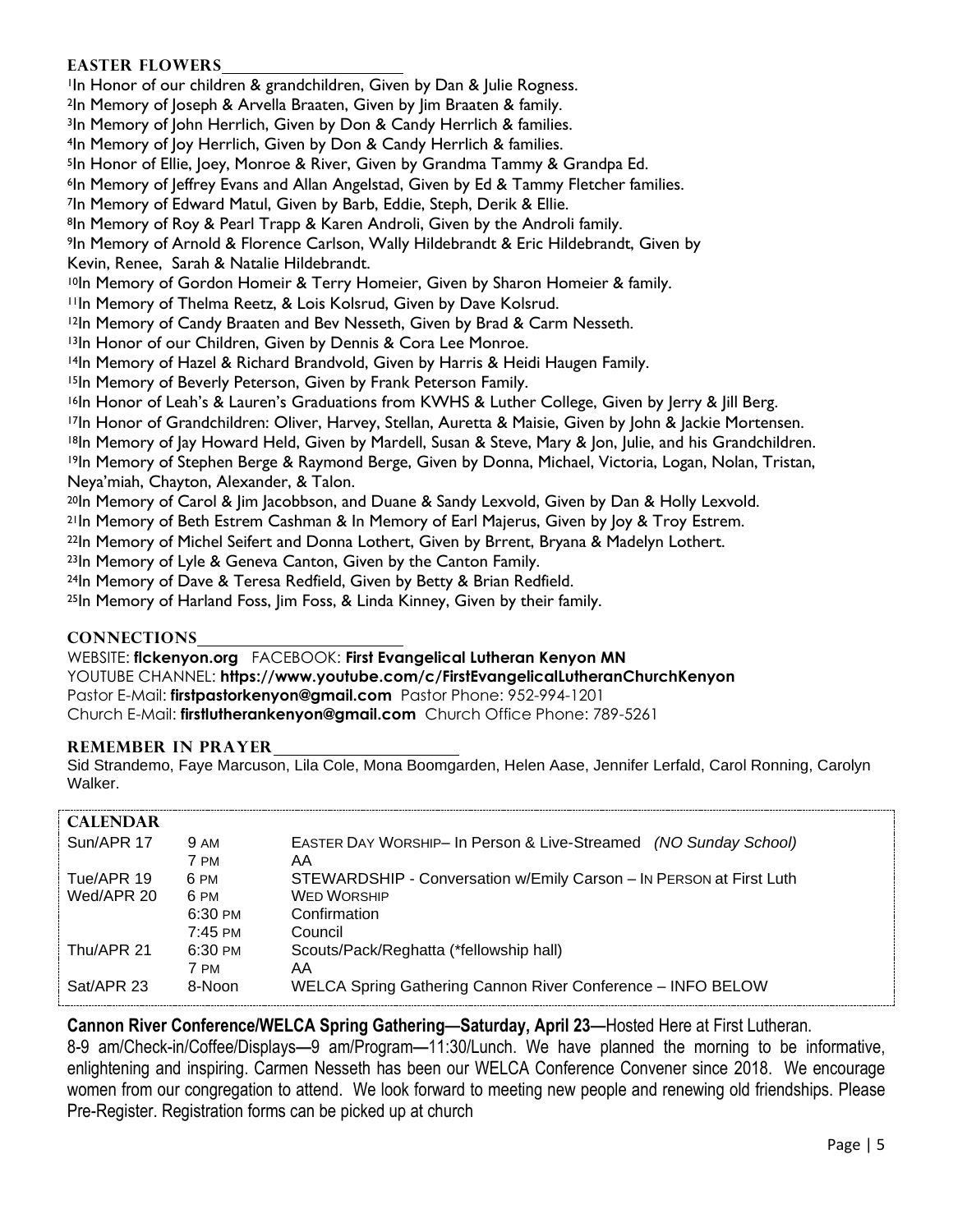## EASTER FLOWERS

[1]In Honor of our children & grandchildren, Given by Dan & Julie Rogness.
[2]In Memory of Joseph & Arvella Braaten, Given by Jim Braaten & family.
[3]In Memory of John Herrlich, Given by Don & Candy Herrlich & families.
[4]In Memory of Joy Herrlich, Given by Don & Candy Herrlich & families.
[5]In Honor of Ellie, Joey, Monroe & River, Given by Grandma Tammy & Grandpa Ed.
[6]In Memory of Jeffrey Evans and Allan Angelstad, Given by Ed & Tammy Fletcher families.
[7]In Memory of Edward Matul, Given by Barb, Eddie, Steph, Derik & Ellie.
[8]In Memory of Roy & Pearl Trapp & Karen Androli, Given by the Androli family.
[9]In Memory of Arnold & Florence Carlson, Wally Hildebrandt & Eric Hildebrandt, Given by Kevin, Renee, Sarah & Natalie Hildebrandt.
[10]In Memory of Gordon Homeir & Terry Homeier, Given by Sharon Homeier & family.
[11]In Memory of Thelma Reetz, & Lois Kolsrud, Given by Dave Kolsrud.
[12]In Memory of Candy Braaten and Bev Nesseth, Given by Brad & Carm Nesseth.
[13]In Honor of our Children, Given by Dennis & Cora Lee Monroe.
[14]In Memory of Hazel & Richard Brandvold, Given by Harris & Heidi Haugen Family.
[15]In Memory of Beverly Peterson, Given by Frank Peterson Family.
[16]In Honor of Leah's & Lauren's Graduations from KWHS & Luther College, Given by Jerry & Jill Berg.
[17]In Honor of Grandchildren: Oliver, Harvey, Stellan, Auretta & Maisie, Given by John & Jackie Mortensen.
[18]In Memory of Jay Howard Held, Given by Mardell, Susan & Steve, Mary & Jon, Julie, and his Grandchildren.
[19]In Memory of Stephen Berge & Raymond Berge, Given by Donna, Michael, Victoria, Logan, Nolan, Tristan, Neya'miah, Chayton, Alexander, & Talon.
[20]In Memory of Carol & Jim Jacobbson, and Duane & Sandy Lexvold, Given by Dan & Holly Lexvold.
[21]In Memory of Beth Estrem Cashman & In Memory of Earl Majerus, Given by Joy & Troy Estrem.
[22]In Memory of Michel Seifert and Donna Lothert, Given by Brrent, Bryana & Madelyn Lothert.
[23]In Memory of Lyle & Geneva Canton, Given by the Canton Family.
[24]In Memory of Dave & Teresa Redfield, Given by Betty & Brian Redfield.
[25]In Memory of Harland Foss, Jim Foss, & Linda Kinney, Given by their family.

## CONNECTIONS

WEBSITE: **flckenyon.org** FACEBOOK: **First Evangelical Lutheran Kenyon MN**
YOUTUBE CHANNEL: **https://www.youtube.com/c/FirstEvangelicalLutheranChurchKenyon**
Pastor E-Mail: **firstpastorkenyon@gmail.com** Pastor Phone: 952-994-1201
Church E-Mail: **firstlutherankenyon@gmail.com** Church Office Phone: 789-5261

## REMEMBER IN PRAYER

Sid Strandemo, Faye Marcuson, Lila Cole, Mona Boomgarden, Helen Aase, Jennifer Lerfald, Carol Ronning, Carolyn Walker.

## CALENDAR

| | | |
|---|---|---|
| Sun/APR 17 | 9 AM | EASTER DAY WORSHIP– In Person & Live-Streamed *(NO Sunday School)* |
| | 7 PM | AA |
| Tue/APR 19 | 6 PM | STEWARDSHIP - Conversation w/Emily Carson – IN PERSON at First Luth |
| Wed/APR 20 | 6 PM | WED WORSHIP |
| | 6:30 PM | Confirmation |
| | 7:45 PM | Council |
| Thu/APR 21 | 6:30 PM | Scouts/Pack/Reghatta (*fellowship hall) |
| | 7 PM | AA |
| Sat/APR 23 | 8-Noon | WELCA Spring Gathering Cannon River Conference – INFO BELOW |

**Cannon River Conference/WELCA Spring Gathering—Saturday, April 23—**Hosted Here at First Lutheran.
8-9 am/Check-in/Coffee/Displays—9 am/Program—11:30/Lunch. We have planned the morning to be informative, enlightening and inspiring. Carmen Nesseth has been our WELCA Conference Convener since 2018. We encourage women from our congregation to attend. We look forward to meeting new people and renewing old friendships. Please Pre-Register. Registration forms can be picked up at church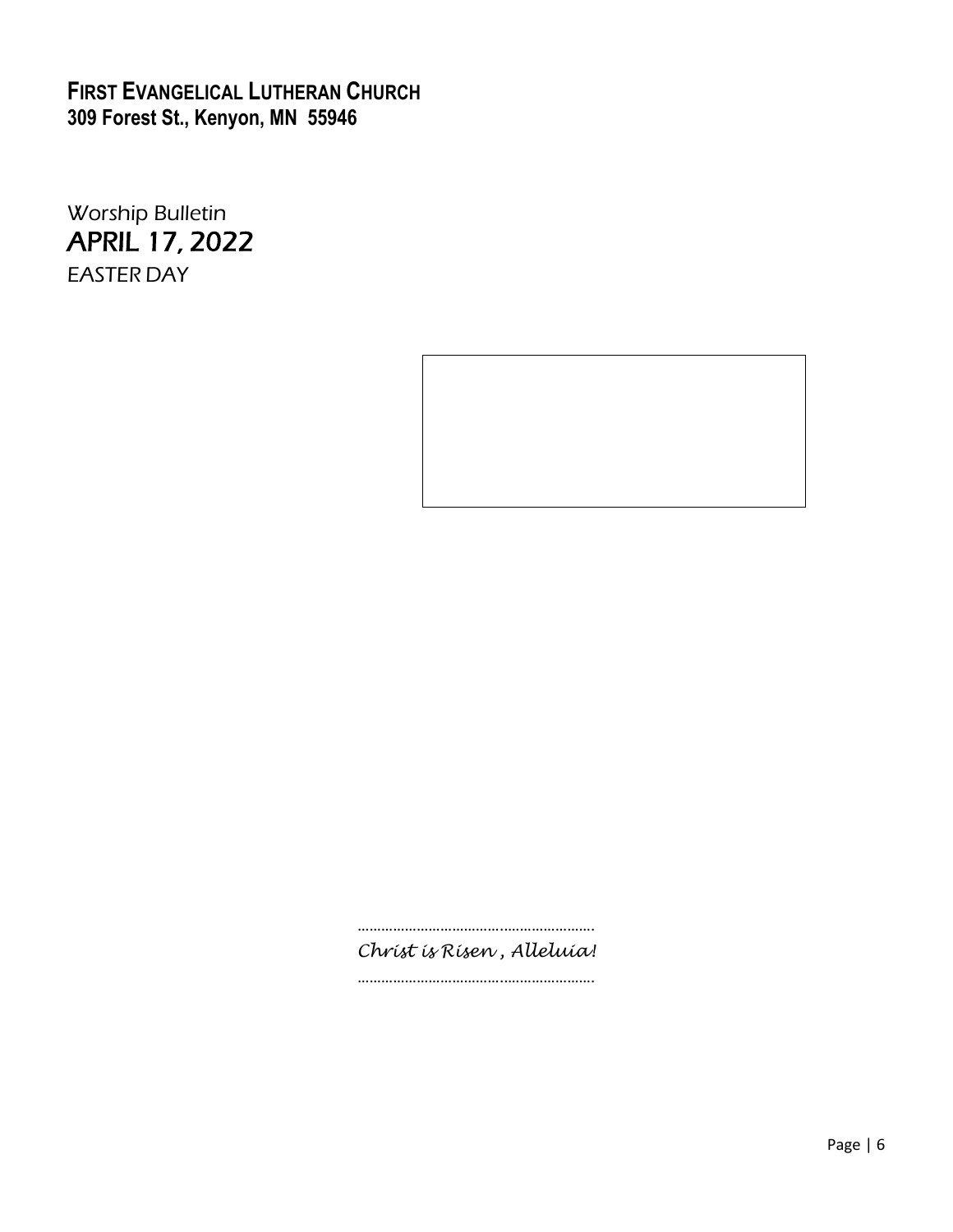**FIRST EVANGELICAL LUTHERAN CHURCH**
**309 Forest St., Kenyon, MN 55946**

Worship Bulletin

# APRIL 17, 2022

EASTER DAY

.............................................................

*Christ is Risen , Alleluia!*

.............................................................